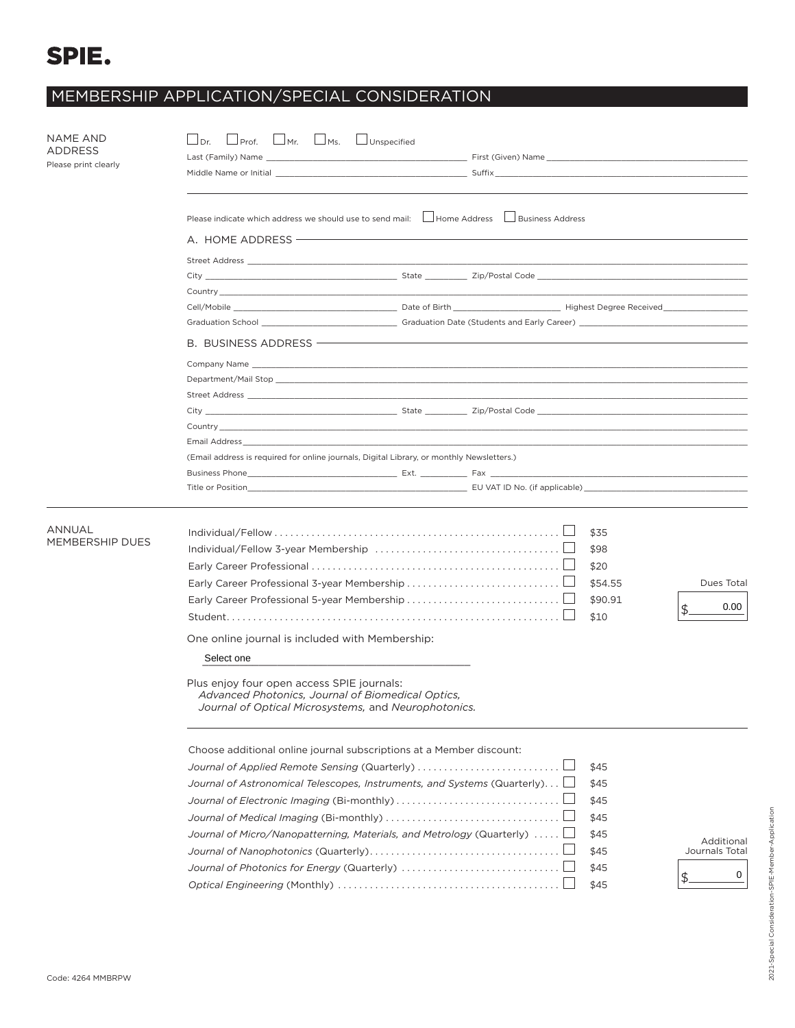**SPIE.**

# MEMBERSHIP APPLICATION/SPECIAL CONSIDERATION

## NAME AND ADDRESS

Please print clearly

☐ Dr. ☐ Prof. ☐ Mr. ☐ Ms. ☐ Unspecified

Last (Family) Name ______________________ First (Given) Name ______________________

Middle Name or Initial ______________________ Suffix ______________________

Please indicate which address we should use to send mail: ☐ Home Address ☐ Business Address

### A. HOME ADDRESS

Street Address ______________________

City ______________________ State ________ Zip/Postal Code ______________________

Country ______________________

Cell/Mobile ______________________ Date of Birth ______________________ Highest Degree Received ______________________

Graduation School ______________________ Graduation Date (Students and Early Career) ______________________

### B. BUSINESS ADDRESS

Company Name ______________________

Department/Mail Stop ______________________

Street Address ______________________

City ______________________ State ________ Zip/Postal Code ______________________

Country ______________________

Email Address ______________________

(Email address is required for online journals, Digital Library, or monthly Newsletters.)

Business Phone ______________________ Ext. ________ Fax ______________________

Title or Position ______________________ EU VAT ID No. (if applicable) ______________________

## ANNUAL MEMBERSHIP DUES

| Membership | | Price |
|---|---|---|
| Individual/Fellow | ☐ | $35 |
| Individual/Fellow 3-year Membership | ☐ | $98 |
| Early Career Professional | ☐ | $20 |
| Early Career Professional 3-year Membership | ☐ | $54.55 |
| Early Career Professional 5-year Membership | ☐ | $90.91 |
| Student | ☐ | $10 |

Dues Total $ 0.00

One online journal is included with Membership:

Select one

Plus enjoy four open access SPIE journals:
*Advanced Photonics, Journal of Biomedical Optics, Journal of Optical Microsystems,* and *Neurophotonics.*

Choose additional online journal subscriptions at a Member discount:

| Journal | | Price |
|---|---|---|
| *Journal of Applied Remote Sensing* (Quarterly) | ☐ | $45 |
| *Journal of Astronomical Telescopes, Instruments, and Systems* (Quarterly) | ☐ | $45 |
| *Journal of Electronic Imaging* (Bi-monthly) | ☐ | $45 |
| *Journal of Medical Imaging* (Bi-monthly) | ☐ | $45 |
| *Journal of Micro/Nanopatterning, Materials, and Metrology* (Quarterly) | ☐ | $45 |
| *Journal of Nanophotonics* (Quarterly) | ☐ | $45 |
| *Journal of Photonics for Energy* (Quarterly) | ☐ | $45 |
| *Optical Engineering* (Monthly) | ☐ | $45 |

Additional Journals Total $ 0

Code: 4264 MMBRPW

2021-Special Consideration-SPIE-Member-Application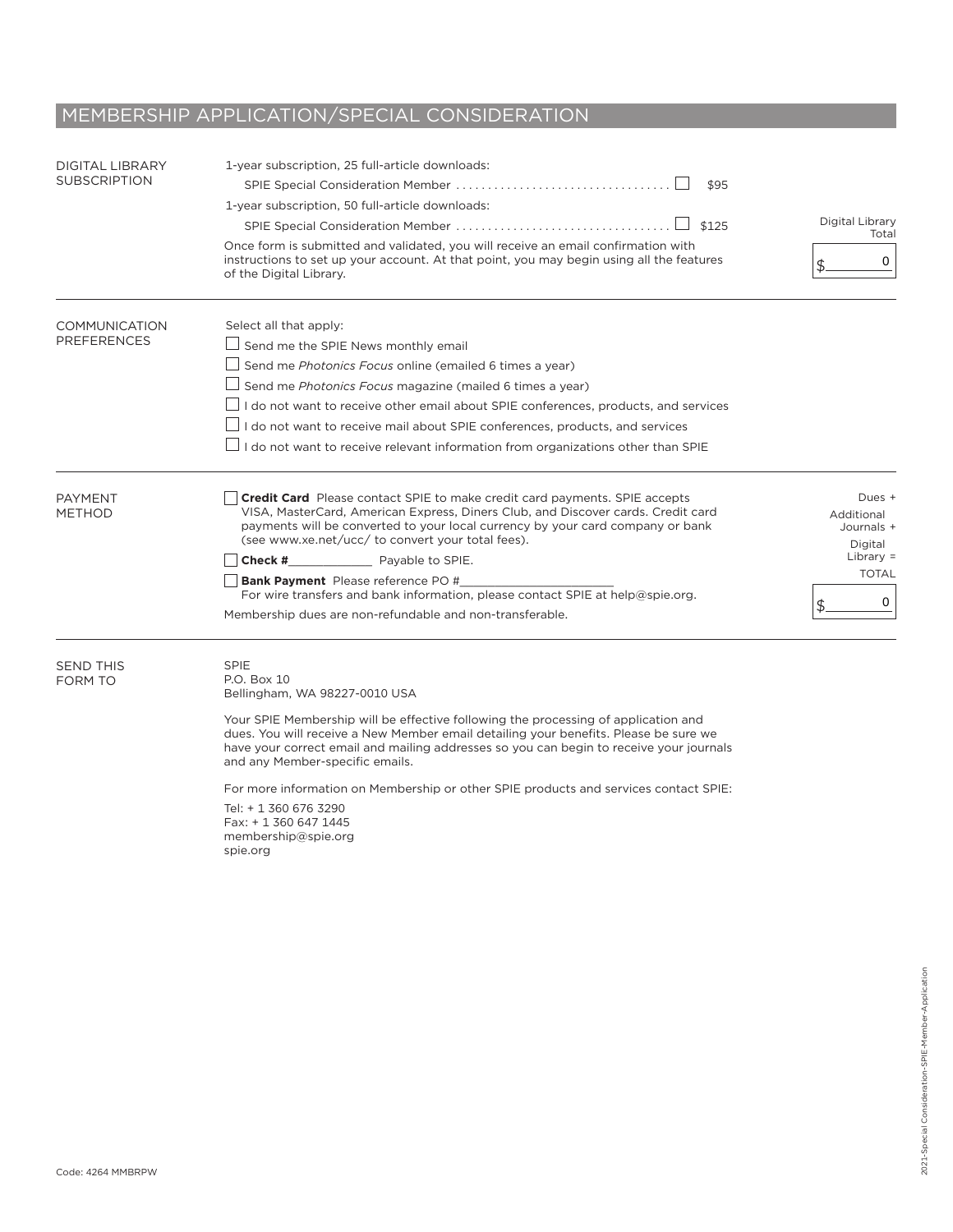# MEMBERSHIP APPLICATION/SPECIAL CONSIDERATION

## DIGITAL LIBRARY SUBSCRIPTION

1-year subscription, 25 full-article downloads:

SPIE Special Consideration Member .................................. ☐ $95

1-year subscription, 50 full-article downloads:

SPIE Special Consideration Member .................................. ☐ $125

Once form is submitted and validated, you will receive an email confirmation with instructions to set up your account. At that point, you may begin using all the features of the Digital Library.

Digital Library Total

$ 0

## COMMUNICATION PREFERENCES

Select all that apply:

☐ Send me the SPIE News monthly email

☐ Send me *Photonics Focus* online (emailed 6 times a year)

☐ Send me *Photonics Focus* magazine (mailed 6 times a year)

☐ I do not want to receive other email about SPIE conferences, products, and services

☐ I do not want to receive mail about SPIE conferences, products, and services

☐ I do not want to receive relevant information from organizations other than SPIE

## PAYMENT METHOD

☐ **Credit Card** Please contact SPIE to make credit card payments. SPIE accepts VISA, MasterCard, American Express, Diners Club, and Discover cards. Credit card payments will be converted to your local currency by your card company or bank (see www.xe.net/ucc/ to convert your total fees).

☐ **Check #**____________ Payable to SPIE.

☐ **Bank Payment** Please reference PO #______________________
For wire transfers and bank information, please contact SPIE at help@spie.org.

Membership dues are non-refundable and non-transferable.

Dues + Additional Journals + Digital Library = TOTAL

$ 0

## SEND THIS FORM TO

SPIE
P.O. Box 10
Bellingham, WA 98227-0010 USA

Your SPIE Membership will be effective following the processing of application and dues. You will receive a New Member email detailing your benefits. Please be sure we have your correct email and mailing addresses so you can begin to receive your journals and any Member-specific emails.

For more information on Membership or other SPIE products and services contact SPIE:

Tel: + 1 360 676 3290
Fax: + 1 360 647 1445
membership@spie.org
spie.org

Code: 4264 MMBRPW

2021-Special Consideration-SPIE-Member-Application